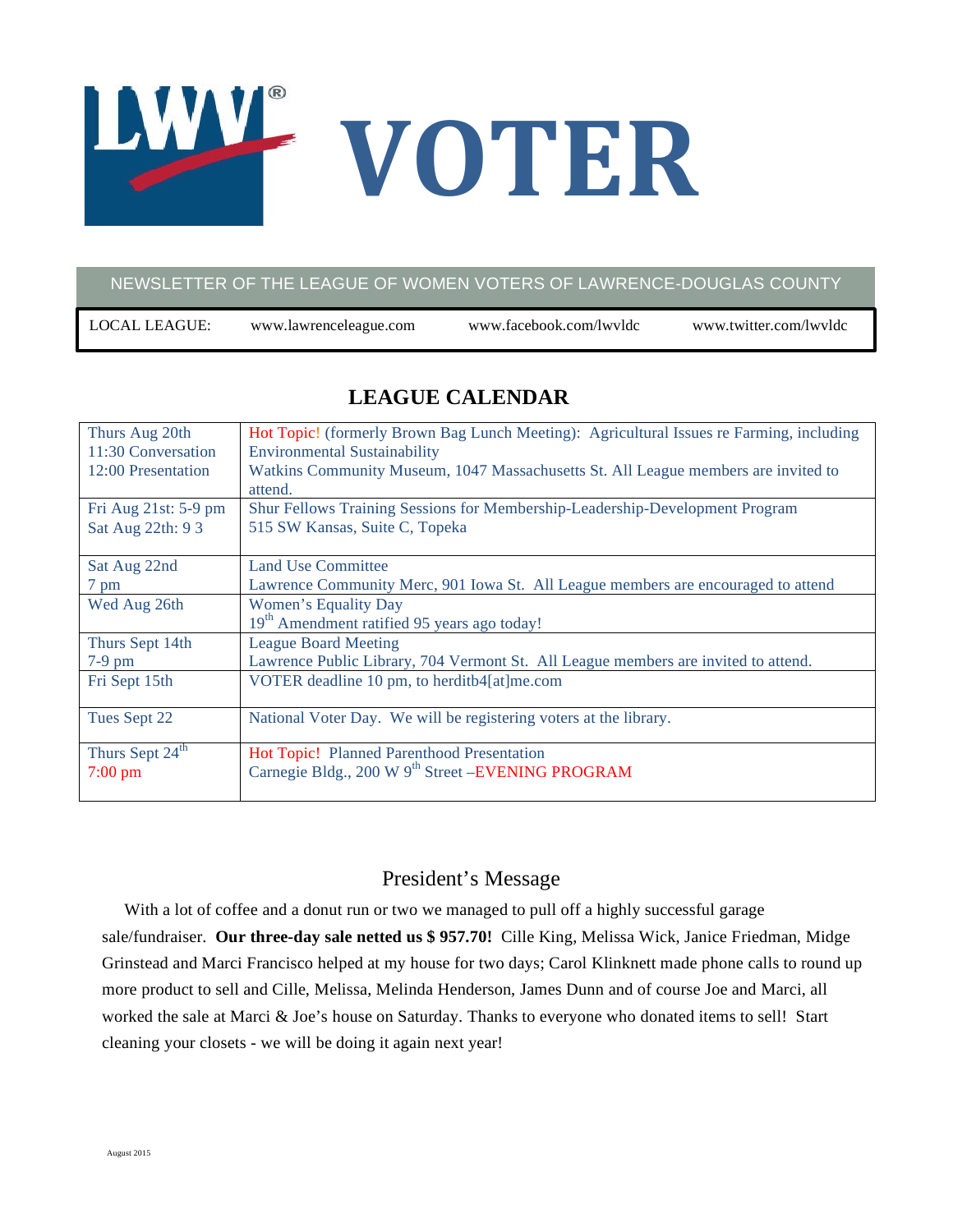# LWV VOTER

NEWSLETTER OF THE LEAGUE OF WOMEN VOTERS OF LAWRENCE-DOUGLAS COUNTY

LOCAL LEAGUE: www.lawrenceleague.com www.facebook.com/lwvldc www.twitter.com/lwvldc

## LEAGUE CALENDAR

| | |
|---|---|
| Thurs Aug 20th<br>11:30 Conversation<br>12:00 Presentation | Hot Topic! (formerly Brown Bag Lunch Meeting): Agricultural Issues re Farming, including Environmental Sustainability<br>Watkins Community Museum, 1047 Massachusetts St. All League members are invited to attend. |
| Fri Aug 21st: 5-9 pm<br>Sat Aug 22th: 9 3 | Shur Fellows Training Sessions for Membership-Leadership-Development Program<br>515 SW Kansas, Suite C, Topeka |
| Sat Aug 22nd<br>7 pm | Land Use Committee<br>Lawrence Community Merc, 901 Iowa St. All League members are encouraged to attend |
| Wed Aug 26th | Women's Equality Day<br>19th Amendment ratified 95 years ago today! |
| Thurs Sept 14th<br>7-9 pm | League Board Meeting<br>Lawrence Public Library, 704 Vermont St. All League members are invited to attend. |
| Fri Sept 15th | VOTER deadline 10 pm, to herditb4[at]me.com |
| Tues Sept 22 | National Voter Day. We will be registering voters at the library. |
| Thurs Sept 24th<br>7:00 pm | Hot Topic! Planned Parenthood Presentation<br>Carnegie Bldg., 200 W 9th Street –EVENING PROGRAM |

## President's Message

With a lot of coffee and a donut run or two we managed to pull off a highly successful garage sale/fundraiser. **Our three-day sale netted us $ 957.70!** Cille King, Melissa Wick, Janice Friedman, Midge Grinstead and Marci Francisco helped at my house for two days; Carol Klinknett made phone calls to round up more product to sell and Cille, Melissa, Melinda Henderson, James Dunn and of course Joe and Marci, all worked the sale at Marci & Joe's house on Saturday. Thanks to everyone who donated items to sell! Start cleaning your closets - we will be doing it again next year!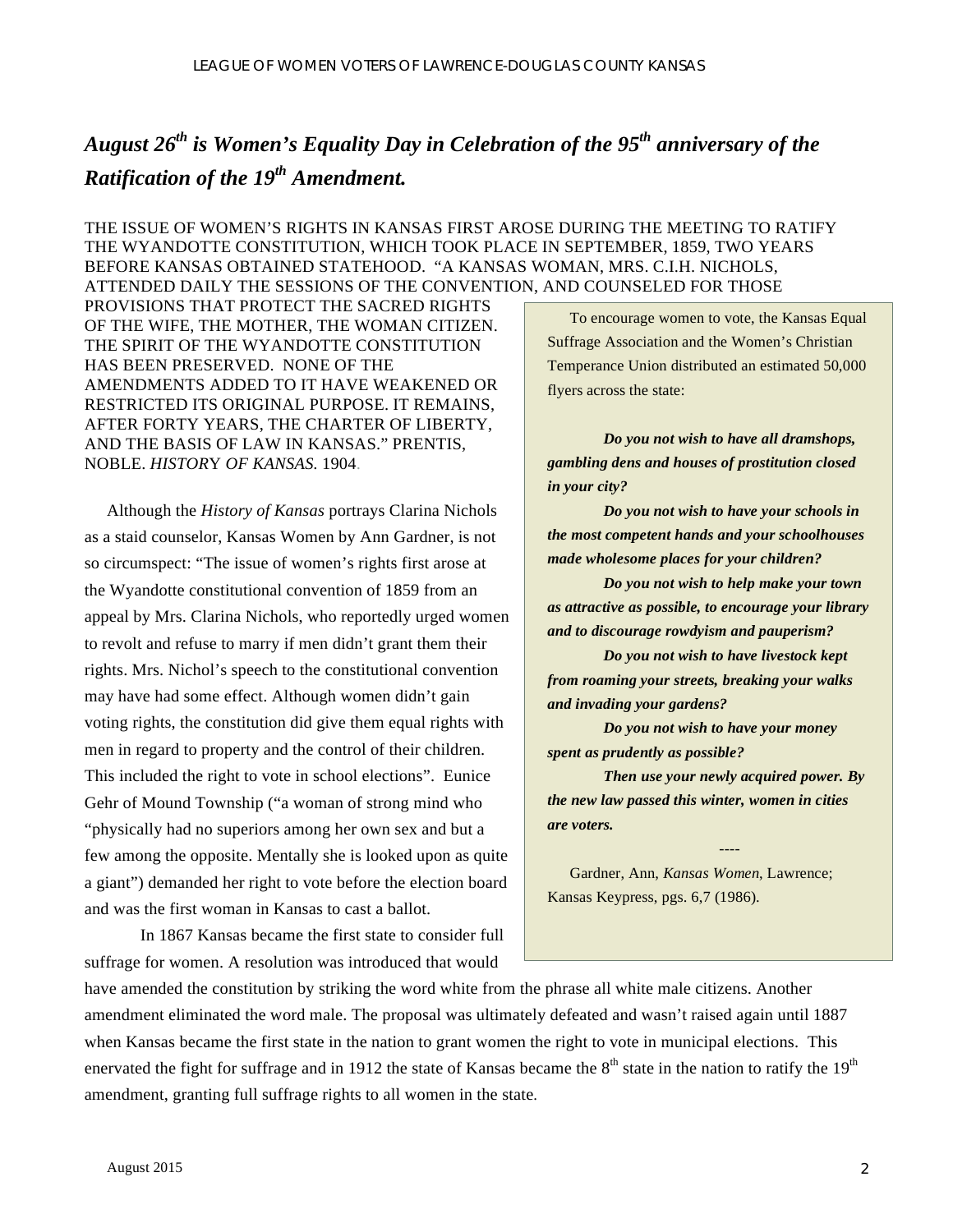## *August 26th is Women's Equality Day in Celebration of the 95th anniversary of the Ratification of the 19th Amendment.*

THE ISSUE OF WOMEN'S RIGHTS IN KANSAS FIRST AROSE DURING THE MEETING TO RATIFY THE WYANDOTTE CONSTITUTION, WHICH TOOK PLACE IN SEPTEMBER, 1859, TWO YEARS BEFORE KANSAS OBTAINED STATEHOOD. "A KANSAS WOMAN, MRS. C.I.H. NICHOLS, ATTENDED DAILY THE SESSIONS OF THE CONVENTION, AND COUNSELED FOR THOSE PROVISIONS THAT PROTECT THE SACRED RIGHTS OF THE WIFE, THE MOTHER, THE WOMAN CITIZEN. THE SPIRIT OF THE WYANDOTTE CONSTITUTION HAS BEEN PRESERVED. NONE OF THE AMENDMENTS ADDED TO IT HAVE WEAKENED OR RESTRICTED ITS ORIGINAL PURPOSE. IT REMAINS, AFTER FORTY YEARS, THE CHARTER OF LIBERTY, AND THE BASIS OF LAW IN KANSAS." PRENTIS, NOBLE. *HISTORY OF KANSAS.* 1904.

Although the *History of Kansas* portrays Clarina Nichols as a staid counselor, Kansas Women by Ann Gardner, is not so circumspect: "The issue of women's rights first arose at the Wyandotte constitutional convention of 1859 from an appeal by Mrs. Clarina Nichols, who reportedly urged women to revolt and refuse to marry if men didn't grant them their rights. Mrs. Nichol's speech to the constitutional convention may have had some effect. Although women didn't gain voting rights, the constitution did give them equal rights with men in regard to property and the control of their children. This included the right to vote in school elections". Eunice Gehr of Mound Township ("a woman of strong mind who "physically had no superiors among her own sex and but a few among the opposite. Mentally she is looked upon as quite a giant") demanded her right to vote before the election board and was the first woman in Kansas to cast a ballot.

In 1867 Kansas became the first state to consider full suffrage for women. A resolution was introduced that would have amended the constitution by striking the word white from the phrase all white male citizens. Another amendment eliminated the word male. The proposal was ultimately defeated and wasn't raised again until 1887 when Kansas became the first state in the nation to grant women the right to vote in municipal elections. This enervated the fight for suffrage and in 1912 the state of Kansas became the 8th state in the nation to ratify the 19th amendment, granting full suffrage rights to all women in the state.

---

To encourage women to vote, the Kansas Equal Suffrage Association and the Women's Christian Temperance Union distributed an estimated 50,000 flyers across the state:

***Do you not wish to have all dramshops, gambling dens and houses of prostitution closed in your city?***

***Do you not wish to have your schools in the most competent hands and your schoolhouses made wholesome places for your children?***

***Do you not wish to help make your town as attractive as possible, to encourage your library and to discourage rowdyism and pauperism?***

***Do you not wish to have livestock kept from roaming your streets, breaking your walks and invading your gardens?***

***Do you not wish to have your money spent as prudently as possible?***

***Then use your newly acquired power. By the new law passed this winter, women in cities are voters.***

----

Gardner, Ann, *Kansas Women*, Lawrence; Kansas Keypress, pgs. 6,7 (1986).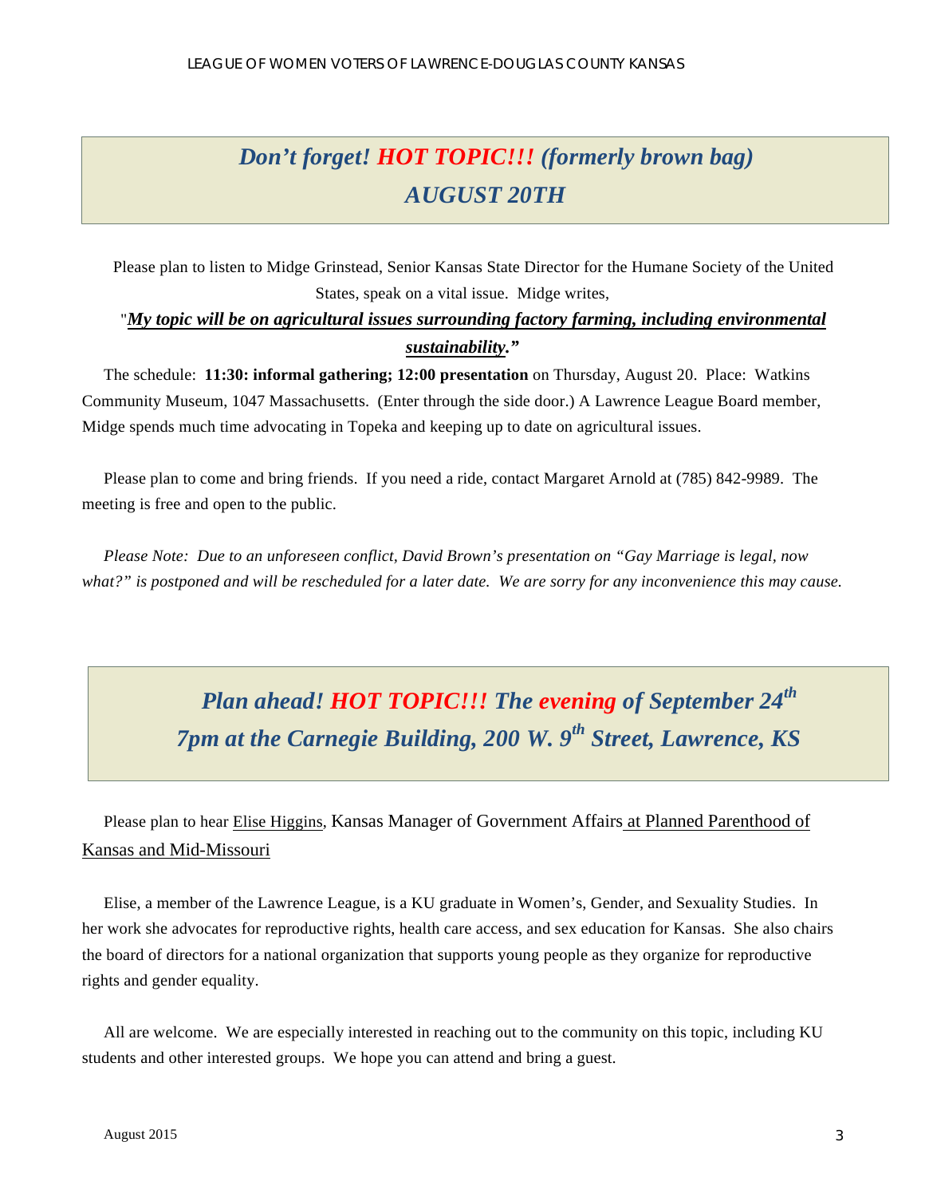## *Don't forget! HOT TOPIC!!! (formerly brown bag)* *AUGUST 20TH*

Please plan to listen to Midge Grinstead, Senior Kansas State Director for the Humane Society of the United States, speak on a vital issue. Midge writes,

"***My topic will be on agricultural issues surrounding factory farming, including environmental sustainability.***"

The schedule: **11:30: informal gathering; 12:00 presentation** on Thursday, August 20. Place: Watkins Community Museum, 1047 Massachusetts. (Enter through the side door.) A Lawrence League Board member, Midge spends much time advocating in Topeka and keeping up to date on agricultural issues.

Please plan to come and bring friends. If you need a ride, contact Margaret Arnold at (785) 842-9989. The meeting is free and open to the public.

*Please Note: Due to an unforeseen conflict, David Brown's presentation on "Gay Marriage is legal, now what?" is postponed and will be rescheduled for a later date. We are sorry for any inconvenience this may cause.*

## *Plan ahead! HOT TOPIC!!! The evening of September 24th* *7pm at the Carnegie Building, 200 W. 9th Street, Lawrence, KS*

Please plan to hear Elise Higgins, Kansas Manager of Government Affairs at Planned Parenthood of Kansas and Mid-Missouri

Elise, a member of the Lawrence League, is a KU graduate in Women's, Gender, and Sexuality Studies. In her work she advocates for reproductive rights, health care access, and sex education for Kansas. She also chairs the board of directors for a national organization that supports young people as they organize for reproductive rights and gender equality.

All are welcome. We are especially interested in reaching out to the community on this topic, including KU students and other interested groups. We hope you can attend and bring a guest.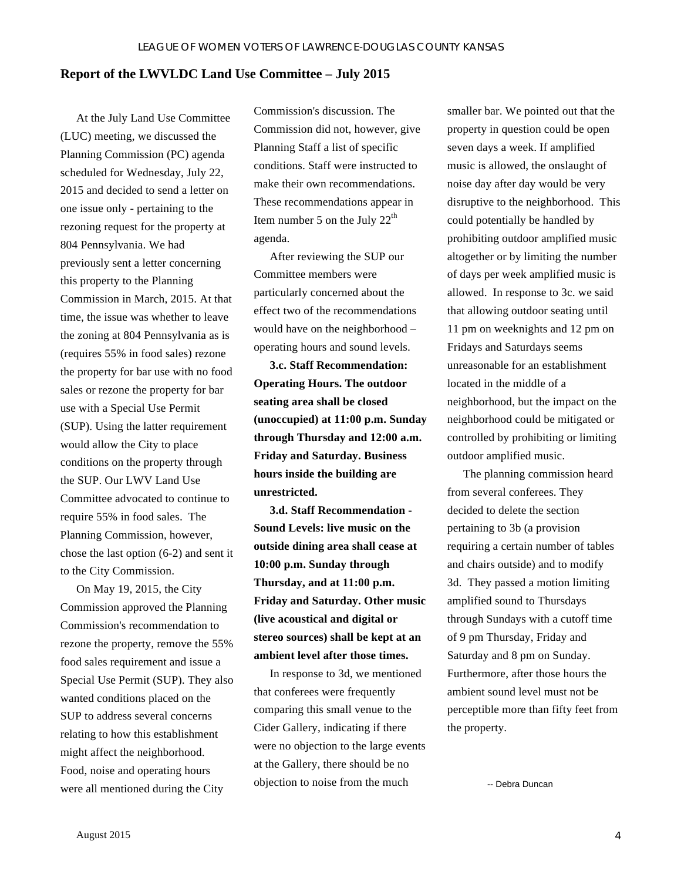## Report of the LWVLDC Land Use Committee – July 2015

At the July Land Use Committee (LUC) meeting, we discussed the Planning Commission (PC) agenda scheduled for Wednesday, July 22, 2015 and decided to send a letter on one issue only - pertaining to the rezoning request for the property at 804 Pennsylvania. We had previously sent a letter concerning this property to the Planning Commission in March, 2015. At that time, the issue was whether to leave the zoning at 804 Pennsylvania as is (requires 55% in food sales) rezone the property for bar use with no food sales or rezone the property for bar use with a Special Use Permit (SUP). Using the latter requirement would allow the City to place conditions on the property through the SUP. Our LWV Land Use Committee advocated to continue to require 55% in food sales. The Planning Commission, however, chose the last option (6-2) and sent it to the City Commission.

On May 19, 2015, the City Commission approved the Planning Commission's recommendation to rezone the property, remove the 55% food sales requirement and issue a Special Use Permit (SUP). They also wanted conditions placed on the SUP to address several concerns relating to how this establishment might affect the neighborhood. Food, noise and operating hours were all mentioned during the City Commission's discussion. The Commission did not, however, give Planning Staff a list of specific conditions. Staff were instructed to make their own recommendations. These recommendations appear in Item number 5 on the July 22nd agenda.

After reviewing the SUP our Committee members were particularly concerned about the effect two of the recommendations would have on the neighborhood – operating hours and sound levels.

**3.c. Staff Recommendation: Operating Hours. The outdoor seating area shall be closed (unoccupied) at 11:00 p.m. Sunday through Thursday and 12:00 a.m. Friday and Saturday. Business hours inside the building are unrestricted.**

**3.d. Staff Recommendation - Sound Levels: live music on the outside dining area shall cease at 10:00 p.m. Sunday through Thursday, and at 11:00 p.m. Friday and Saturday. Other music (live acoustical and digital or stereo sources) shall be kept at an ambient level after those times.**

In response to 3d, we mentioned that conferees were frequently comparing this small venue to the Cider Gallery, indicating if there were no objection to the large events at the Gallery, there should be no objection to noise from the much smaller bar. We pointed out that the property in question could be open seven days a week. If amplified music is allowed, the onslaught of noise day after day would be very disruptive to the neighborhood. This could potentially be handled by prohibiting outdoor amplified music altogether or by limiting the number of days per week amplified music is allowed. In response to 3c. we said that allowing outdoor seating until 11 pm on weeknights and 12 pm on Fridays and Saturdays seems unreasonable for an establishment located in the middle of a neighborhood, but the impact on the neighborhood could be mitigated or controlled by prohibiting or limiting outdoor amplified music.

The planning commission heard from several conferees. They decided to delete the section pertaining to 3b (a provision requiring a certain number of tables and chairs outside) and to modify 3d. They passed a motion limiting amplified sound to Thursdays through Sundays with a cutoff time of 9 pm Thursday, Friday and Saturday and 8 pm on Sunday. Furthermore, after those hours the ambient sound level must not be perceptible more than fifty feet from the property.

-- Debra Duncan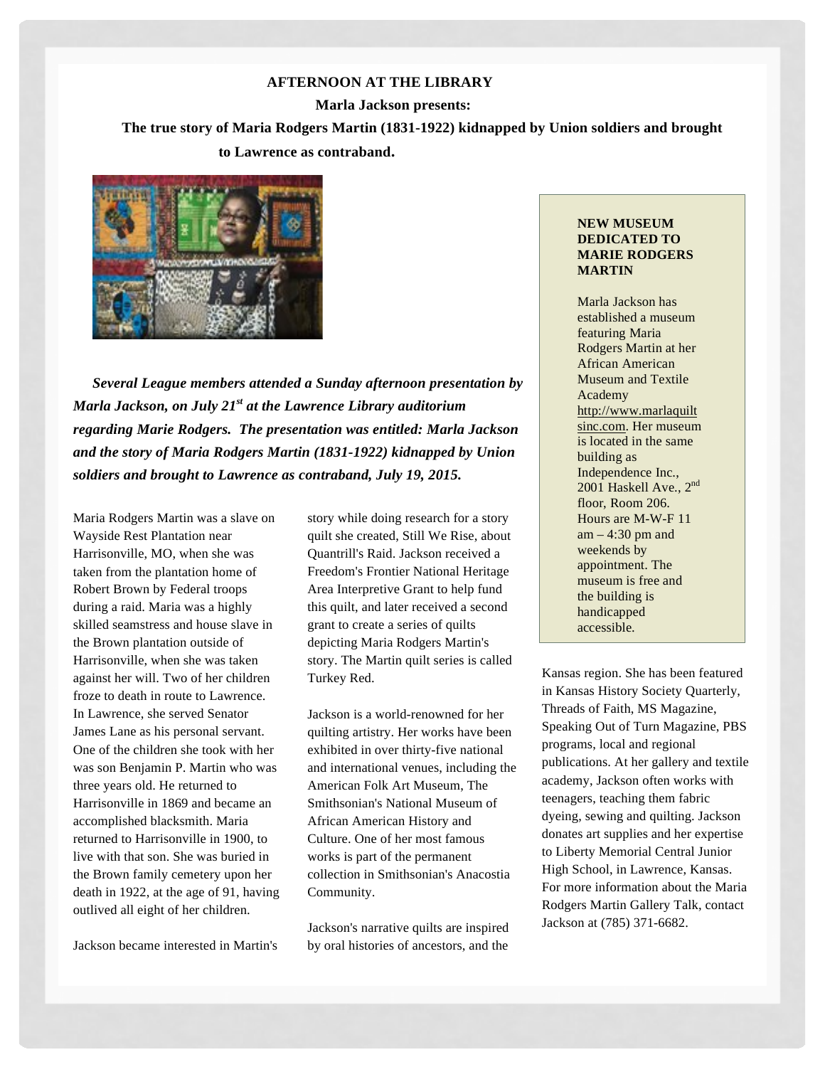## AFTERNOON AT THE LIBRARY

**Marla Jackson presents:**

**The true story of Maria Rodgers Martin (1831-1922) kidnapped by Union soldiers and brought to Lawrence as contraband.**

***Several League members attended a Sunday afternoon presentation by Marla Jackson, on July 21st at the Lawrence Library auditorium regarding Marie Rodgers. The presentation was entitled: Marla Jackson and the story of Maria Rodgers Martin (1831-1922) kidnapped by Union soldiers and brought to Lawrence as contraband, July 19, 2015.***

Maria Rodgers Martin was a slave on Wayside Rest Plantation near Harrisonville, MO, when she was taken from the plantation home of Robert Brown by Federal troops during a raid. Maria was a highly skilled seamstress and house slave in the Brown plantation outside of Harrisonville, when she was taken against her will. Two of her children froze to death in route to Lawrence. In Lawrence, she served Senator James Lane as his personal servant. One of the children she took with her was son Benjamin P. Martin who was three years old. He returned to Harrisonville in 1869 and became an accomplished blacksmith. Maria returned to Harrisonville in 1900, to live with that son. She was buried in the Brown family cemetery upon her death in 1922, at the age of 91, having outlived all eight of her children.

Jackson became interested in Martin's story while doing research for a story quilt she created, Still We Rise, about Quantrill's Raid. Jackson received a Freedom's Frontier National Heritage Area Interpretive Grant to help fund this quilt, and later received a second grant to create a series of quilts depicting Maria Rodgers Martin's story. The Martin quilt series is called Turkey Red.

Jackson is a world-renowned for her quilting artistry. Her works have been exhibited in over thirty-five national and international venues, including the American Folk Art Museum, The Smithsonian's National Museum of African American History and Culture. One of her most famous works is part of the permanent collection in Smithsonian's Anacostia Community.

Jackson's narrative quilts are inspired by oral histories of ancestors, and the Kansas region. She has been featured in Kansas History Society Quarterly, Threads of Faith, MS Magazine, Speaking Out of Turn Magazine, PBS programs, local and regional publications. At her gallery and textile academy, Jackson often works with teenagers, teaching them fabric dyeing, sewing and quilting. Jackson donates art supplies and her expertise to Liberty Memorial Central Junior High School, in Lawrence, Kansas. For more information about the Maria Rodgers Martin Gallery Talk, contact Jackson at (785) 371-6682.

**NEW MUSEUM DEDICATED TO MARIE RODGERS MARTIN**

Marla Jackson has established a museum featuring Maria Rodgers Martin at her African American Museum and Textile Academy http://www.marlaquiltsinc.com. Her museum is located in the same building as Independence Inc., 2001 Haskell Ave., 2nd floor, Room 206. Hours are M-W-F 11 am – 4:30 pm and weekends by appointment. The museum is free and the building is handicapped accessible.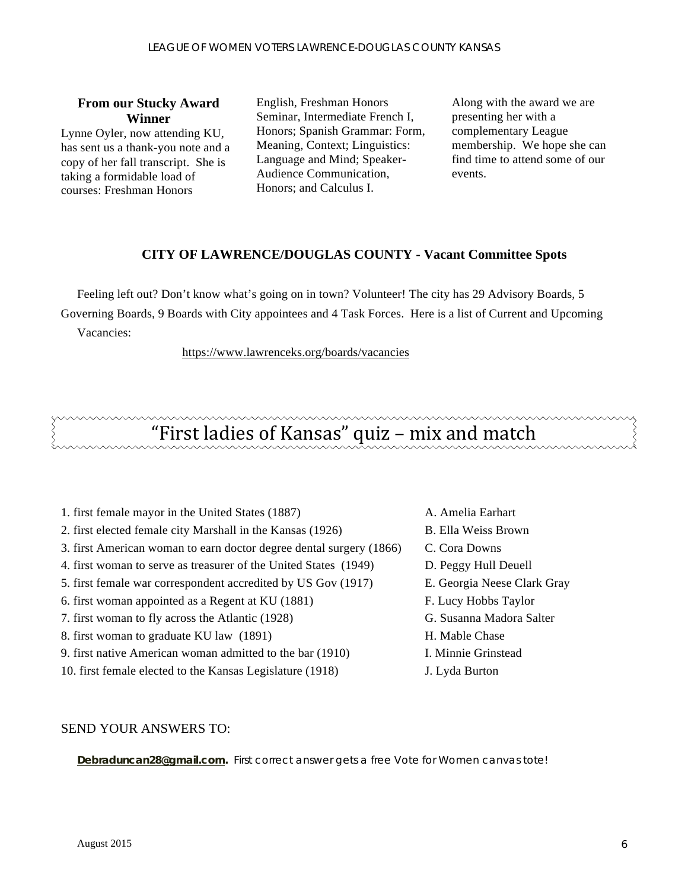### From our Stucky Award Winner

Lynne Oyler, now attending KU, has sent us a thank-you note and a copy of her fall transcript. She is taking a formidable load of courses: Freshman Honors English, Freshman Honors Seminar, Intermediate French I, Honors; Spanish Grammar: Form, Meaning, Context; Linguistics: Language and Mind; Speaker-Audience Communication, Honors; and Calculus I.

Along with the award we are presenting her with a complementary League membership. We hope she can find time to attend some of our events.

### CITY OF LAWRENCE/DOUGLAS COUNTY - Vacant Committee Spots

Feeling left out? Don't know what's going on in town? Volunteer! The city has 29 Advisory Boards, 5 Governing Boards, 9 Boards with City appointees and 4 Task Forces. Here is a list of Current and Upcoming Vacancies:

https://www.lawrenceks.org/boards/vacancies

## "First ladies of Kansas" quiz – mix and match

| | |
|---|---|
| 1. first female mayor in the United States (1887) | A. Amelia Earhart |
| 2. first elected female city Marshall in the Kansas (1926) | B. Ella Weiss Brown |
| 3. first American woman to earn doctor degree dental surgery (1866) | C. Cora Downs |
| 4. first woman to serve as treasurer of the United States (1949) | D. Peggy Hull Deuell |
| 5. first female war correspondent accredited by US Gov (1917) | E. Georgia Neese Clark Gray |
| 6. first woman appointed as a Regent at KU (1881) | F. Lucy Hobbs Taylor |
| 7. first woman to fly across the Atlantic (1928) | G. Susanna Madora Salter |
| 8. first woman to graduate KU law (1891) | H. Mable Chase |
| 9. first native American woman admitted to the bar (1910) | I. Minnie Grinstead |
| 10. first female elected to the Kansas Legislature (1918) | J. Lyda Burton |

SEND YOUR ANSWERS TO:

**Debraduncan28@gmail.com.** First correct answer gets a free Vote for Women canvas tote!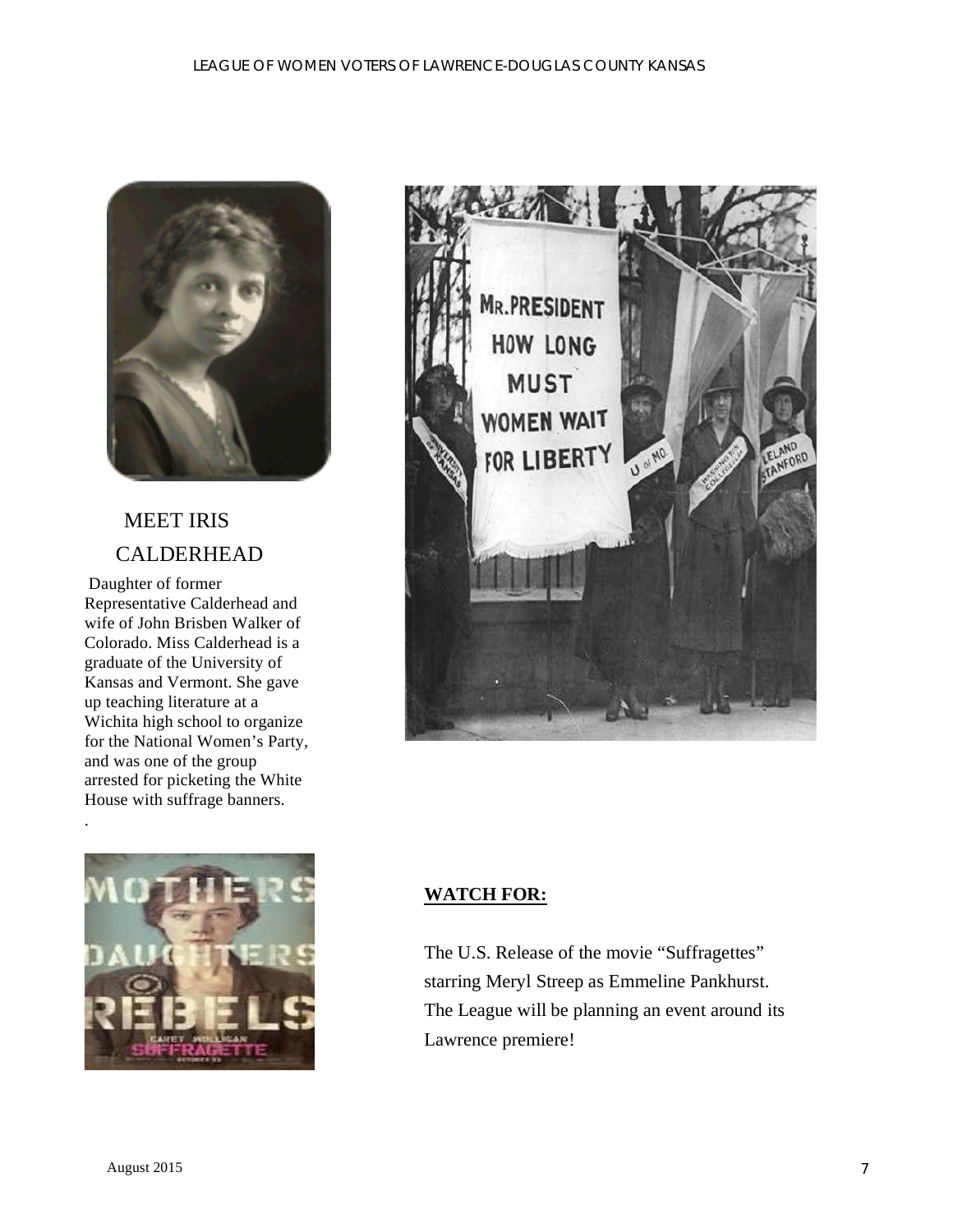## MEET IRIS CALDERHEAD

Daughter of former Representative Calderhead and wife of John Brisben Walker of Colorado. Miss Calderhead is a graduate of the University of Kansas and Vermont. She gave up teaching literature at a Wichita high school to organize for the National Women's Party, and was one of the group arrested for picketing the White House with suffrage banners.

.

**WATCH FOR:**

The U.S. Release of the movie "Suffragettes" starring Meryl Streep as Emmeline Pankhurst. The League will be planning an event around its Lawrence premiere!

August 2015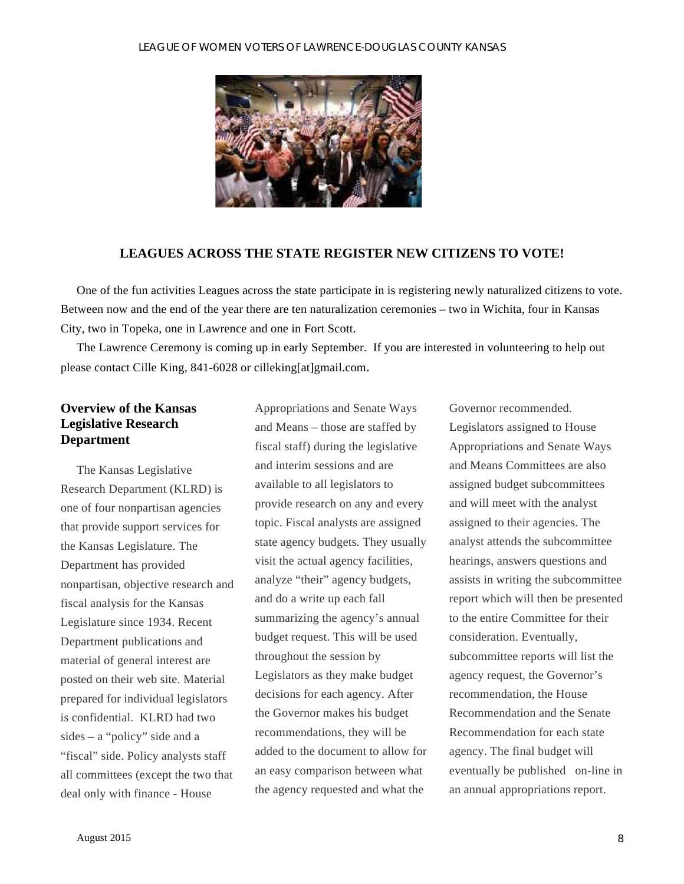## LEAGUES ACROSS THE STATE REGISTER NEW CITIZENS TO VOTE!

One of the fun activities Leagues across the state participate in is registering newly naturalized citizens to vote. Between now and the end of the year there are ten naturalization ceremonies – two in Wichita, four in Kansas City, two in Topeka, one in Lawrence and one in Fort Scott.

The Lawrence Ceremony is coming up in early September. If you are interested in volunteering to help out please contact Cille King, 841-6028 or cilleking[at]gmail.com.

## Overview of the Kansas Legislative Research Department

The Kansas Legislative Research Department (KLRD) is one of four nonpartisan agencies that provide support services for the Kansas Legislature. The Department has provided nonpartisan, objective research and fiscal analysis for the Kansas Legislature since 1934. Recent Department publications and material of general interest are posted on their web site. Material prepared for individual legislators is confidential. KLRD had two sides – a "policy" side and a "fiscal" side. Policy analysts staff all committees (except the two that deal only with finance - House Appropriations and Senate Ways and Means – those are staffed by fiscal staff) during the legislative and interim sessions and are available to all legislators to provide research on any and every topic. Fiscal analysts are assigned state agency budgets. They usually visit the actual agency facilities, analyze "their" agency budgets, and do a write up each fall summarizing the agency's annual budget request. This will be used throughout the session by Legislators as they make budget decisions for each agency. After the Governor makes his budget recommendations, they will be added to the document to allow for an easy comparison between what the agency requested and what the Governor recommended. Legislators assigned to House Appropriations and Senate Ways and Means Committees are also assigned budget subcommittees and will meet with the analyst assigned to their agencies. The analyst attends the subcommittee hearings, answers questions and assists in writing the subcommittee report which will then be presented to the entire Committee for their consideration. Eventually, subcommittee reports will list the agency request, the Governor's recommendation, the House Recommendation and the Senate Recommendation for each state agency. The final budget will eventually be published on-line in an annual appropriations report.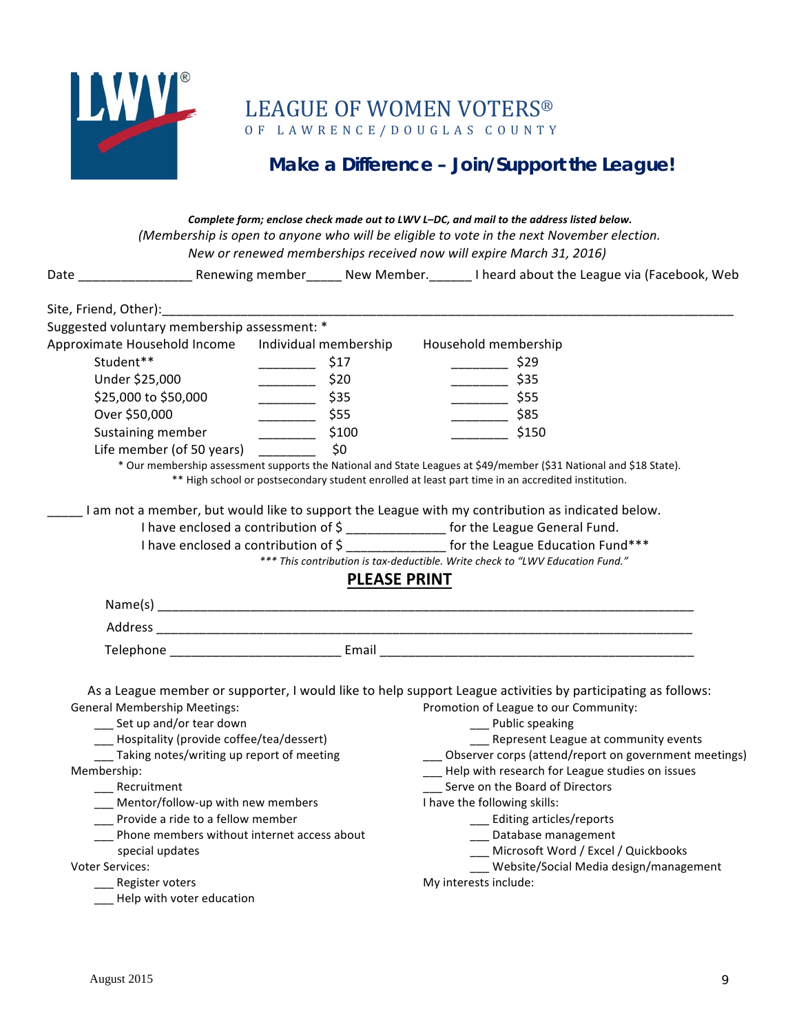# LEAGUE OF WOMEN VOTERS®

OF LAWRENCE/DOUGLAS COUNTY

## Make a Difference – Join/Support the League!

***Complete form; enclose check made out to LWV L–DC, and mail to the address listed below.***

*(Membership is open to anyone who will be eligible to vote in the next November election. New or renewed memberships received now will expire March 31, 2016)*

Date ________________ Renewing member_____ New Member.______ I heard about the League via (Facebook, Web Site, Friend, Other):_______________________________________________________________________________

Suggested voluntary membership assessment: *

| Approximate Household Income | Individual membership | Household membership |
|---|---|---|
| Student** | ________ $17 | ________ $29 |
| Under $25,000 | ________ $20 | ________ $35 |
| $25,000 to $50,000 | ________ $35 | ________ $55 |
| Over $50,000 | ________ $55 | ________ $85 |
| Sustaining member | ________ $100 | ________ $150 |
| Life member (of 50 years) | ________ $0 | |

* Our membership assessment supports the National and State Leagues at $49/member ($31 National and $18 State).

** High school or postsecondary student enrolled at least part time in an accredited institution.

_____ I am not a member, but would like to support the League with my contribution as indicated below.

I have enclosed a contribution of $ ______________ for the League General Fund.

I have enclosed a contribution of $ ______________ for the League Education Fund***

*** This contribution is tax-deductible. Write check to "LWV Education Fund."*

**PLEASE PRINT**

Name(s) ______________________________________________________________________________

Address ______________________________________________________________________________

Telephone ________________________ Email ______________________________________________

As a League member or supporter, I would like to help support League activities by participating as follows:

General Membership Meetings:
- ___ Set up and/or tear down
- ___ Hospitality (provide coffee/tea/dessert)
- ___ Taking notes/writing up report of meeting

Membership:
- ___ Recruitment
- ___ Mentor/follow-up with new members
- ___ Provide a ride to a fellow member
- ___ Phone members without internet access about special updates

Voter Services:
- ___ Register voters
- ___ Help with voter education

Promotion of League to our Community:
- ___ Public speaking
- ___ Represent League at community events

___ Observer corps (attend/report on government meetings)

___ Help with research for League studies on issues

___ Serve on the Board of Directors

I have the following skills:
- ___ Editing articles/reports
- ___ Database management
- ___ Microsoft Word / Excel / Quickbooks
- ___ Website/Social Media design/management

My interests include:

August 2015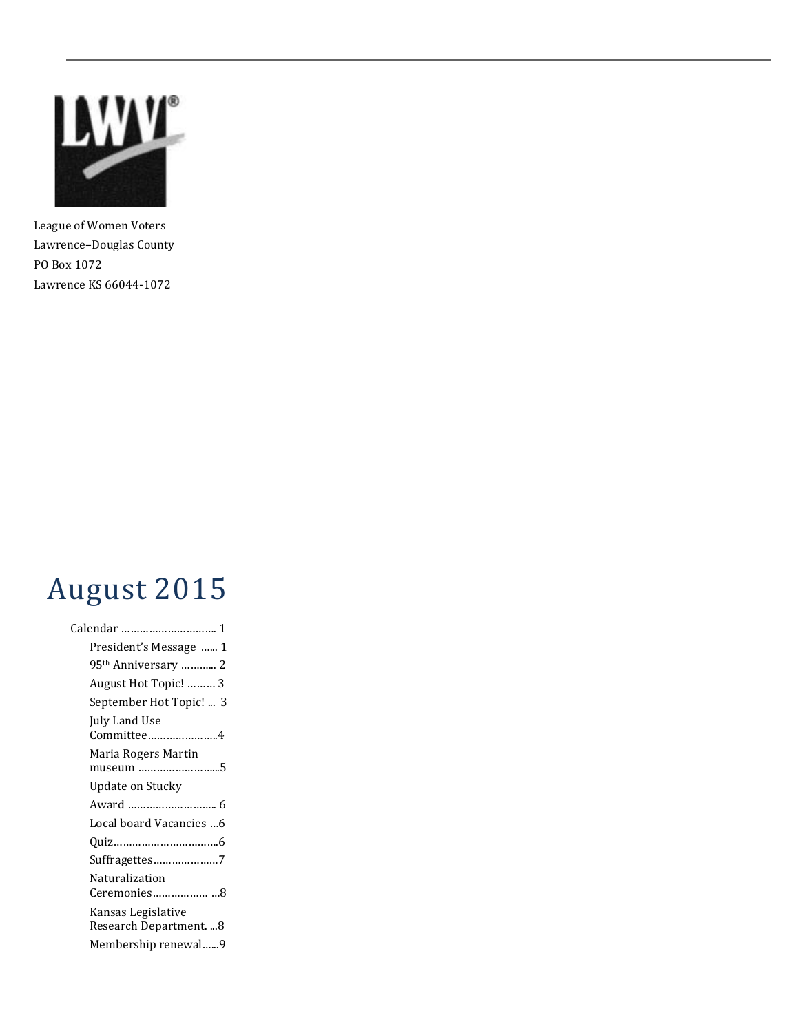League of Women Voters
Lawrence–Douglas County
PO Box 1072
Lawrence KS 66044-1072

# August 2015

Calendar …………………………. 1

- President's Message …... 1
- 95th Anniversary ……….. 2
- August Hot Topic! ……… 3
- September Hot Topic! ... 3
- July Land Use Committee………………….4
- Maria Rogers Martin museum ……………………...5
- Update on Stucky Award ……………………….. 6
- Local board Vacancies …6
- Quiz…………………………...6
- Suffragettes………………..7
- Naturalization Ceremonies……………… …8
- Kansas Legislative Research Department. ...8
- Membership renewal…...9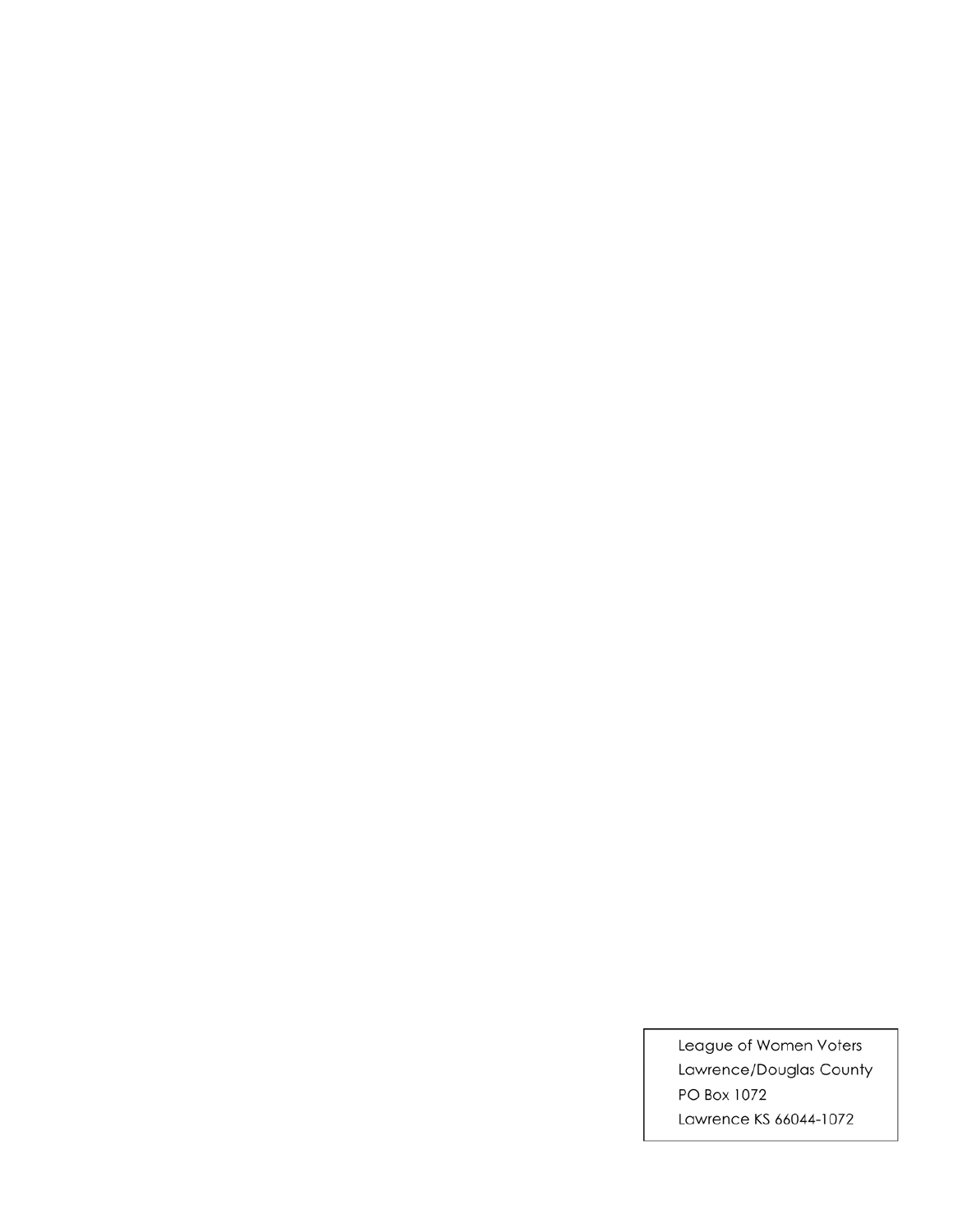League of Women Voters
Lawrence/Douglas County
PO Box 1072
Lawrence KS 66044-1072